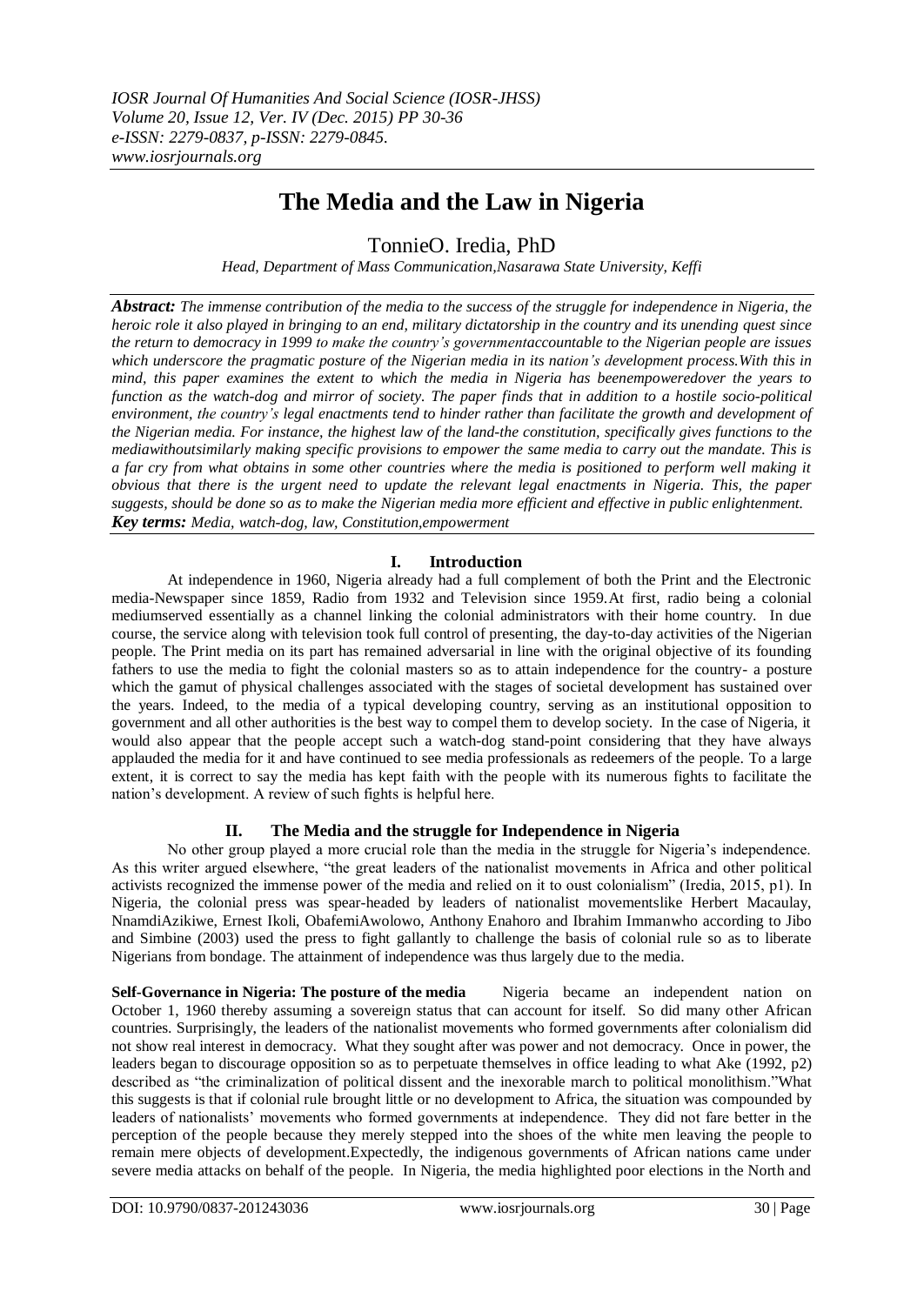# The Media and the Law in Nigeria

## TonnieO. Iredia, PhD

*Head, Department of Mass Communication,Nasarawa State University, Keffi*

***Abstract:*** *The immense contribution of the media to the success of the struggle for independence in Nigeria, the heroic role it also played in bringing to an end, military dictatorship in the country and its unending quest since the return to democracy in 1999 to make the country's governmentaccountable to the Nigerian people are issues which underscore the pragmatic posture of the Nigerian media in its nation's development process.With this in mind, this paper examines the extent to which the media in Nigeria has beenempoweredover the years to function as the watch-dog and mirror of society. The paper finds that in addition to a hostile socio-political environment, the country's legal enactments tend to hinder rather than facilitate the growth and development of the Nigerian media. For instance, the highest law of the land-the constitution, specifically gives functions to the mediawithoutsimilarly making specific provisions to empower the same media to carry out the mandate. This is a far cry from what obtains in some other countries where the media is positioned to perform well making it obvious that there is the urgent need to update the relevant legal enactments in Nigeria. This, the paper suggests, should be done so as to make the Nigerian media more efficient and effective in public enlightenment.*

***Key terms:*** *Media, watch-dog, law, Constitution,empowerment*

## I. Introduction

At independence in 1960, Nigeria already had a full complement of both the Print and the Electronic media-Newspaper since 1859, Radio from 1932 and Television since 1959.At first, radio being a colonial mediumserved essentially as a channel linking the colonial administrators with their home country. In due course, the service along with television took full control of presenting, the day-to-day activities of the Nigerian people. The Print media on its part has remained adversarial in line with the original objective of its founding fathers to use the media to fight the colonial masters so as to attain independence for the country- a posture which the gamut of physical challenges associated with the stages of societal development has sustained over the years. Indeed, to the media of a typical developing country, serving as an institutional opposition to government and all other authorities is the best way to compel them to develop society. In the case of Nigeria, it would also appear that the people accept such a watch-dog stand-point considering that they have always applauded the media for it and have continued to see media professionals as redeemers of the people. To a large extent, it is correct to say the media has kept faith with the people with its numerous fights to facilitate the nation's development. A review of such fights is helpful here.

## II. The Media and the struggle for Independence in Nigeria

No other group played a more crucial role than the media in the struggle for Nigeria's independence. As this writer argued elsewhere, "the great leaders of the nationalist movements in Africa and other political activists recognized the immense power of the media and relied on it to oust colonialism" (Iredia, 2015, p1). In Nigeria, the colonial press was spear-headed by leaders of nationalist movementslike Herbert Macaulay, NnamdiAzikiwe, Ernest Ikoli, ObafemiAwolowo, Anthony Enahoro and Ibrahim Immanwho according to Jibo and Simbine (2003) used the press to fight gallantly to challenge the basis of colonial rule so as to liberate Nigerians from bondage. The attainment of independence was thus largely due to the media.

**Self-Governance in Nigeria: The posture of the media** Nigeria became an independent nation on October 1, 1960 thereby assuming a sovereign status that can account for itself. So did many other African countries. Surprisingly, the leaders of the nationalist movements who formed governments after colonialism did not show real interest in democracy. What they sought after was power and not democracy. Once in power, the leaders began to discourage opposition so as to perpetuate themselves in office leading to what Ake (1992, p2) described as "the criminalization of political dissent and the inexorable march to political monolithism."What this suggests is that if colonial rule brought little or no development to Africa, the situation was compounded by leaders of nationalists' movements who formed governments at independence. They did not fare better in the perception of the people because they merely stepped into the shoes of the white men leaving the people to remain mere objects of development.Expectedly, the indigenous governments of African nations came under severe media attacks on behalf of the people. In Nigeria, the media highlighted poor elections in the North and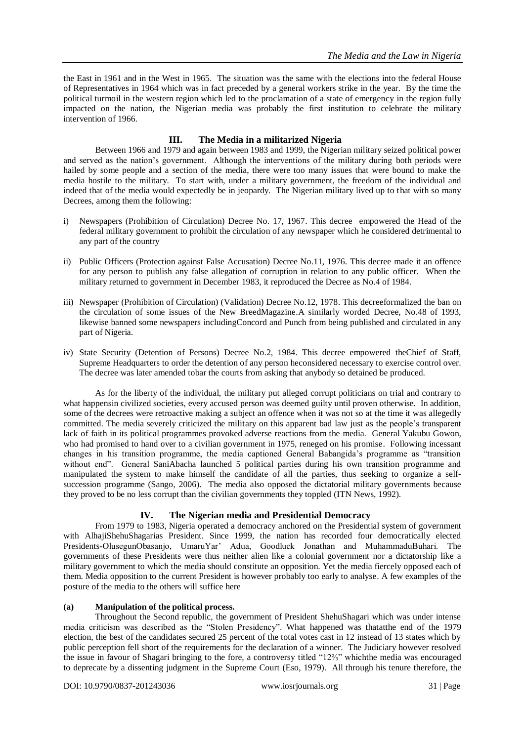the East in 1961 and in the West in 1965. The situation was the same with the elections into the federal House of Representatives in 1964 which was in fact preceded by a general workers strike in the year. By the time the political turmoil in the western region which led to the proclamation of a state of emergency in the region fully impacted on the nation, the Nigerian media was probably the first institution to celebrate the military intervention of 1966.

## III. The Media in a militarized Nigeria

Between 1966 and 1979 and again between 1983 and 1999, the Nigerian military seized political power and served as the nation's government. Although the interventions of the military during both periods were hailed by some people and a section of the media, there were too many issues that were bound to make the media hostile to the military. To start with, under a military government, the freedom of the individual and indeed that of the media would expectedly be in jeopardy. The Nigerian military lived up to that with so many Decrees, among them the following:

i) Newspapers (Prohibition of Circulation) Decree No. 17, 1967. This decree empowered the Head of the federal military government to prohibit the circulation of any newspaper which he considered detrimental to any part of the country

ii) Public Officers (Protection against False Accusation) Decree No.11, 1976. This decree made it an offence for any person to publish any false allegation of corruption in relation to any public officer. When the military returned to government in December 1983, it reproduced the Decree as No.4 of 1984.

iii) Newspaper (Prohibition of Circulation) (Validation) Decree No.12, 1978. This decreeformalized the ban on the circulation of some issues of the New BreedMagazine.A similarly worded Decree, No.48 of 1993, likewise banned some newspapers includingConcord and Punch from being published and circulated in any part of Nigeria.

iv) State Security (Detention of Persons) Decree No.2, 1984. This decree empowered theChief of Staff, Supreme Headquarters to order the detention of any person heconsidered necessary to exercise control over. The decree was later amended tobar the courts from asking that anybody so detained be produced.

As for the liberty of the individual, the military put alleged corrupt politicians on trial and contrary to what happensin civilized societies, every accused person was deemed guilty until proven otherwise. In addition, some of the decrees were retroactive making a subject an offence when it was not so at the time it was allegedly committed. The media severely criticized the military on this apparent bad law just as the people's transparent lack of faith in its political programmes provoked adverse reactions from the media. General Yakubu Gowon, who had promised to hand over to a civilian government in 1975, reneged on his promise. Following incessant changes in his transition programme, the media captioned General Babangida's programme as "transition without end". General SaniAbacha launched 5 political parties during his own transition programme and manipulated the system to make himself the candidate of all the parties, thus seeking to organize a self-succession programme (Sango, 2006). The media also opposed the dictatorial military governments because they proved to be no less corrupt than the civilian governments they toppled (ITN News, 1992).

## IV. The Nigerian media and Presidential Democracy

From 1979 to 1983, Nigeria operated a democracy anchored on the Presidential system of government with AlhajiShehuShagarias President. Since 1999, the nation has recorded four democratically elected Presidents-OlusegunObasanjo, UmaruYar' Adua, Goodluck Jonathan and MuhammaduBuhari. The governments of these Presidents were thus neither alien like a colonial government nor a dictatorship like a military government to which the media should constitute an opposition. Yet the media fiercely opposed each of them. Media opposition to the current President is however probably too early to analyse. A few examples of the posture of the media to the others will suffice here

### (a) Manipulation of the political process.

Throughout the Second republic, the government of President ShehuShagari which was under intense media criticism was described as the "Stolen Presidency". What happened was thatatthe end of the 1979 election, the best of the candidates secured 25 percent of the total votes cast in 12 instead of 13 states which by public perception fell short of the requirements for the declaration of a winner. The Judiciary however resolved the issue in favour of Shagari bringing to the fore, a controversy titled "12⅔" whichthe media was encouraged to deprecate by a dissenting judgment in the Supreme Court (Eso, 1979). All through his tenure therefore, the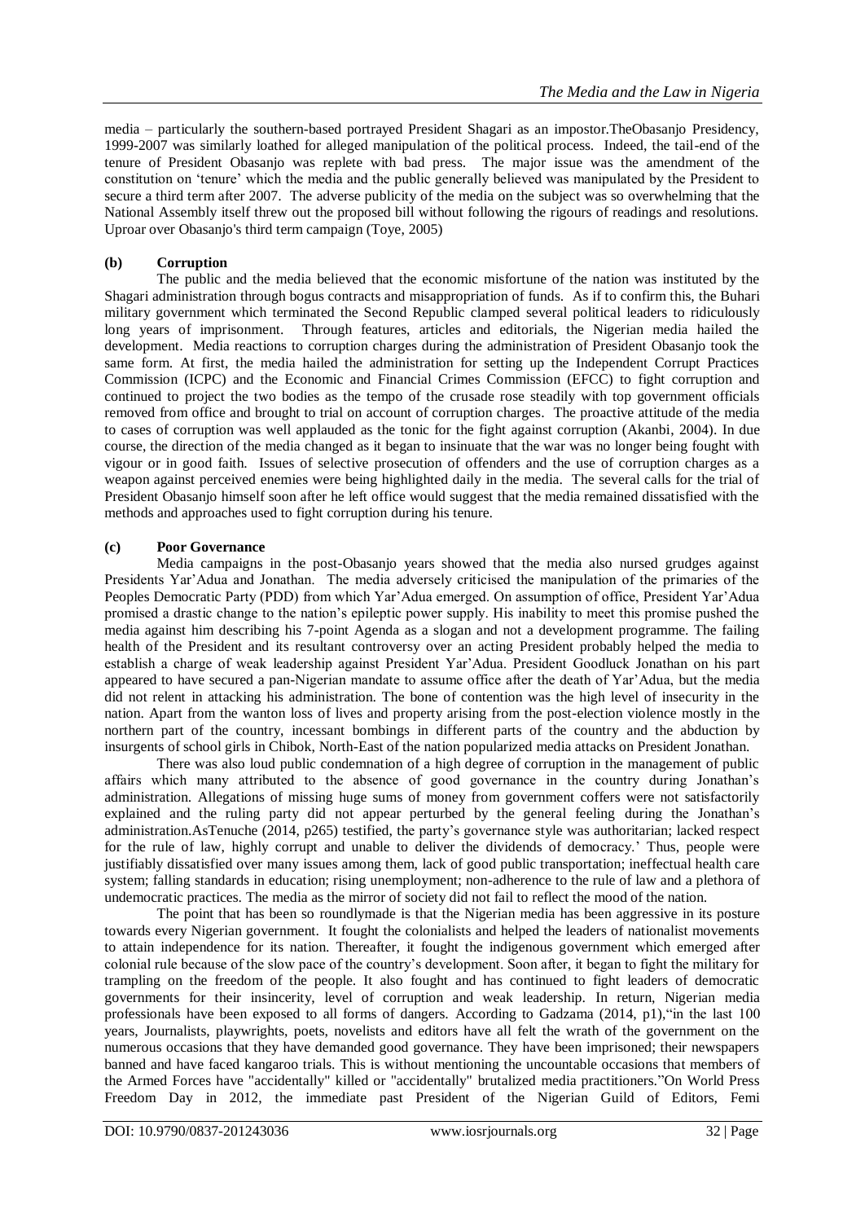media – particularly the southern-based portrayed President Shagari as an impostor.TheObasanjo Presidency, 1999-2007 was similarly loathed for alleged manipulation of the political process. Indeed, the tail-end of the tenure of President Obasanjo was replete with bad press. The major issue was the amendment of the constitution on 'tenure' which the media and the public generally believed was manipulated by the President to secure a third term after 2007. The adverse publicity of the media on the subject was so overwhelming that the National Assembly itself threw out the proposed bill without following the rigours of readings and resolutions. Uproar over Obasanjo's third term campaign (Toye, 2005)

### (b) Corruption

The public and the media believed that the economic misfortune of the nation was instituted by the Shagari administration through bogus contracts and misappropriation of funds. As if to confirm this, the Buhari military government which terminated the Second Republic clamped several political leaders to ridiculously long years of imprisonment. Through features, articles and editorials, the Nigerian media hailed the development. Media reactions to corruption charges during the administration of President Obasanjo took the same form. At first, the media hailed the administration for setting up the Independent Corrupt Practices Commission (ICPC) and the Economic and Financial Crimes Commission (EFCC) to fight corruption and continued to project the two bodies as the tempo of the crusade rose steadily with top government officials removed from office and brought to trial on account of corruption charges. The proactive attitude of the media to cases of corruption was well applauded as the tonic for the fight against corruption (Akanbi, 2004). In due course, the direction of the media changed as it began to insinuate that the war was no longer being fought with vigour or in good faith. Issues of selective prosecution of offenders and the use of corruption charges as a weapon against perceived enemies were being highlighted daily in the media. The several calls for the trial of President Obasanjo himself soon after he left office would suggest that the media remained dissatisfied with the methods and approaches used to fight corruption during his tenure.

### (c) Poor Governance

Media campaigns in the post-Obasanjo years showed that the media also nursed grudges against Presidents Yar'Adua and Jonathan. The media adversely criticised the manipulation of the primaries of the Peoples Democratic Party (PDD) from which Yar'Adua emerged. On assumption of office, President Yar'Adua promised a drastic change to the nation's epileptic power supply. His inability to meet this promise pushed the media against him describing his 7-point Agenda as a slogan and not a development programme. The failing health of the President and its resultant controversy over an acting President probably helped the media to establish a charge of weak leadership against President Yar'Adua. President Goodluck Jonathan on his part appeared to have secured a pan-Nigerian mandate to assume office after the death of Yar'Adua, but the media did not relent in attacking his administration. The bone of contention was the high level of insecurity in the nation. Apart from the wanton loss of lives and property arising from the post-election violence mostly in the northern part of the country, incessant bombings in different parts of the country and the abduction by insurgents of school girls in Chibok, North-East of the nation popularized media attacks on President Jonathan.

There was also loud public condemnation of a high degree of corruption in the management of public affairs which many attributed to the absence of good governance in the country during Jonathan's administration. Allegations of missing huge sums of money from government coffers were not satisfactorily explained and the ruling party did not appear perturbed by the general feeling during the Jonathan's administration.AsTenuche (2014, p265) testified, the party's governance style was authoritarian; lacked respect for the rule of law, highly corrupt and unable to deliver the dividends of democracy.' Thus, people were justifiably dissatisfied over many issues among them, lack of good public transportation; ineffectual health care system; falling standards in education; rising unemployment; non-adherence to the rule of law and a plethora of undemocratic practices. The media as the mirror of society did not fail to reflect the mood of the nation.

The point that has been so roundlymade is that the Nigerian media has been aggressive in its posture towards every Nigerian government. It fought the colonialists and helped the leaders of nationalist movements to attain independence for its nation. Thereafter, it fought the indigenous government which emerged after colonial rule because of the slow pace of the country's development. Soon after, it began to fight the military for trampling on the freedom of the people. It also fought and has continued to fight leaders of democratic governments for their insincerity, level of corruption and weak leadership. In return, Nigerian media professionals have been exposed to all forms of dangers. According to Gadzama (2014, p1),"in the last 100 years, Journalists, playwrights, poets, novelists and editors have all felt the wrath of the government on the numerous occasions that they have demanded good governance. They have been imprisoned; their newspapers banned and have faced kangaroo trials. This is without mentioning the uncountable occasions that members of the Armed Forces have "accidentally" killed or "accidentally" brutalized media practitioners."On World Press Freedom Day in 2012, the immediate past President of the Nigerian Guild of Editors, Femi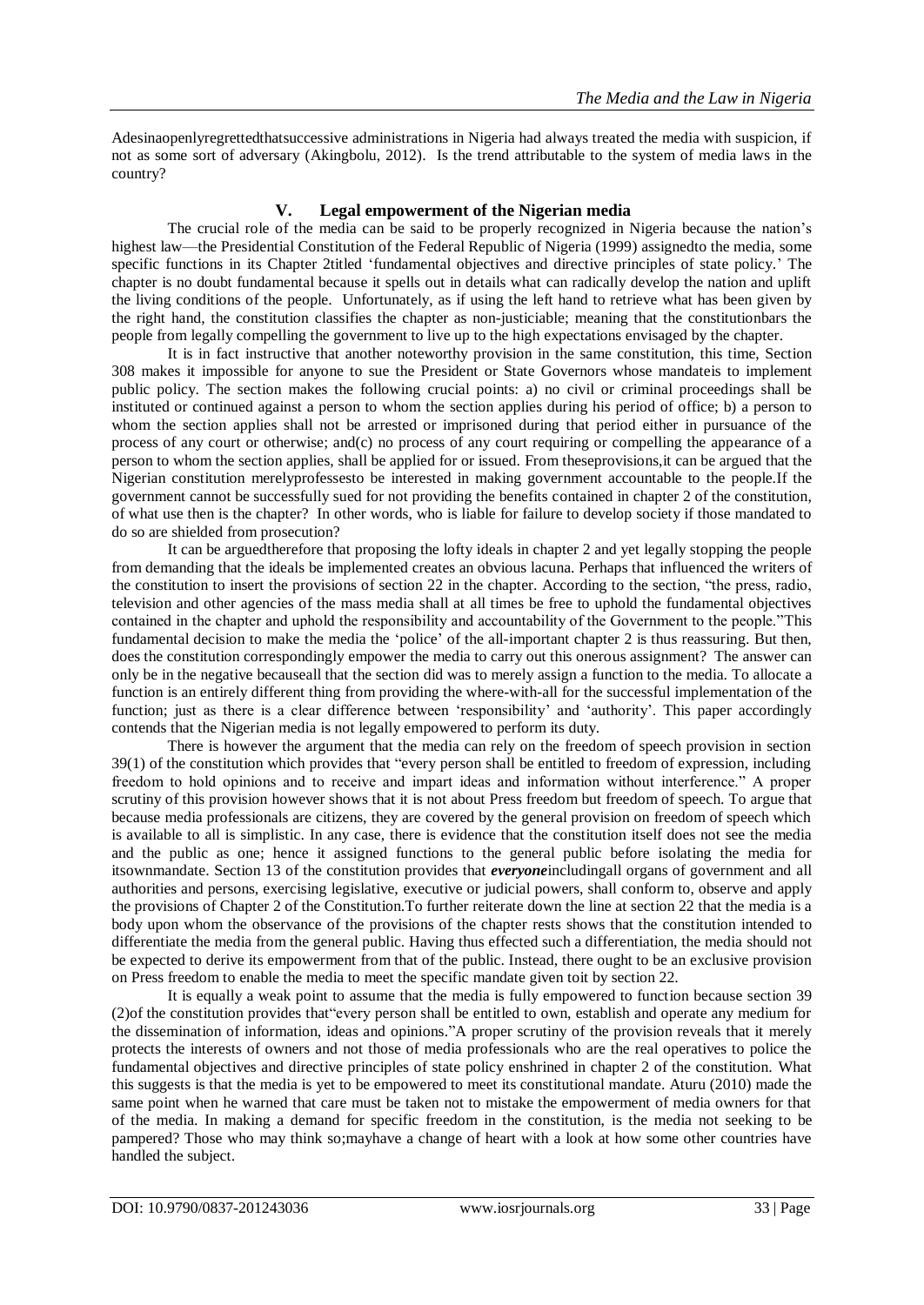Adesinaopenlyregrettedthatsuccessive administrations in Nigeria had always treated the media with suspicion, if not as some sort of adversary (Akingbolu, 2012). Is the trend attributable to the system of media laws in the country?

## V. Legal empowerment of the Nigerian media

The crucial role of the media can be said to be properly recognized in Nigeria because the nation's highest law—the Presidential Constitution of the Federal Republic of Nigeria (1999) assignedto the media, some specific functions in its Chapter 2titled 'fundamental objectives and directive principles of state policy.' The chapter is no doubt fundamental because it spells out in details what can radically develop the nation and uplift the living conditions of the people. Unfortunately, as if using the left hand to retrieve what has been given by the right hand, the constitution classifies the chapter as non-justiciable; meaning that the constitutionbars the people from legally compelling the government to live up to the high expectations envisaged by the chapter.

It is in fact instructive that another noteworthy provision in the same constitution, this time, Section 308 makes it impossible for anyone to sue the President or State Governors whose mandateis to implement public policy. The section makes the following crucial points: a) no civil or criminal proceedings shall be instituted or continued against a person to whom the section applies during his period of office; b) a person to whom the section applies shall not be arrested or imprisoned during that period either in pursuance of the process of any court or otherwise; and(c) no process of any court requiring or compelling the appearance of a person to whom the section applies, shall be applied for or issued. From theseprovisions,it can be argued that the Nigerian constitution merelyprofessesto be interested in making government accountable to the people.If the government cannot be successfully sued for not providing the benefits contained in chapter 2 of the constitution, of what use then is the chapter? In other words, who is liable for failure to develop society if those mandated to do so are shielded from prosecution?

It can be arguedtherefore that proposing the lofty ideals in chapter 2 and yet legally stopping the people from demanding that the ideals be implemented creates an obvious lacuna. Perhaps that influenced the writers of the constitution to insert the provisions of section 22 in the chapter. According to the section, "the press, radio, television and other agencies of the mass media shall at all times be free to uphold the fundamental objectives contained in the chapter and uphold the responsibility and accountability of the Government to the people."This fundamental decision to make the media the 'police' of the all-important chapter 2 is thus reassuring. But then, does the constitution correspondingly empower the media to carry out this onerous assignment? The answer can only be in the negative becauseall that the section did was to merely assign a function to the media. To allocate a function is an entirely different thing from providing the where-with-all for the successful implementation of the function; just as there is a clear difference between 'responsibility' and 'authority'. This paper accordingly contends that the Nigerian media is not legally empowered to perform its duty.

There is however the argument that the media can rely on the freedom of speech provision in section 39(1) of the constitution which provides that "every person shall be entitled to freedom of expression, including freedom to hold opinions and to receive and impart ideas and information without interference." A proper scrutiny of this provision however shows that it is not about Press freedom but freedom of speech. To argue that because media professionals are citizens, they are covered by the general provision on freedom of speech which is available to all is simplistic. In any case, there is evidence that the constitution itself does not see the media and the public as one; hence it assigned functions to the general public before isolating the media for itsownmandate. Section 13 of the constitution provides that ***everyone***includingall organs of government and all authorities and persons, exercising legislative, executive or judicial powers, shall conform to, observe and apply the provisions of Chapter 2 of the Constitution.To further reiterate down the line at section 22 that the media is a body upon whom the observance of the provisions of the chapter rests shows that the constitution intended to differentiate the media from the general public. Having thus effected such a differentiation, the media should not be expected to derive its empowerment from that of the public. Instead, there ought to be an exclusive provision on Press freedom to enable the media to meet the specific mandate given toit by section 22.

It is equally a weak point to assume that the media is fully empowered to function because section 39 (2)of the constitution provides that"every person shall be entitled to own, establish and operate any medium for the dissemination of information, ideas and opinions."A proper scrutiny of the provision reveals that it merely protects the interests of owners and not those of media professionals who are the real operatives to police the fundamental objectives and directive principles of state policy enshrined in chapter 2 of the constitution. What this suggests is that the media is yet to be empowered to meet its constitutional mandate. Aturu (2010) made the same point when he warned that care must be taken not to mistake the empowerment of media owners for that of the media. In making a demand for specific freedom in the constitution, is the media not seeking to be pampered? Those who may think so;mayhave a change of heart with a look at how some other countries have handled the subject.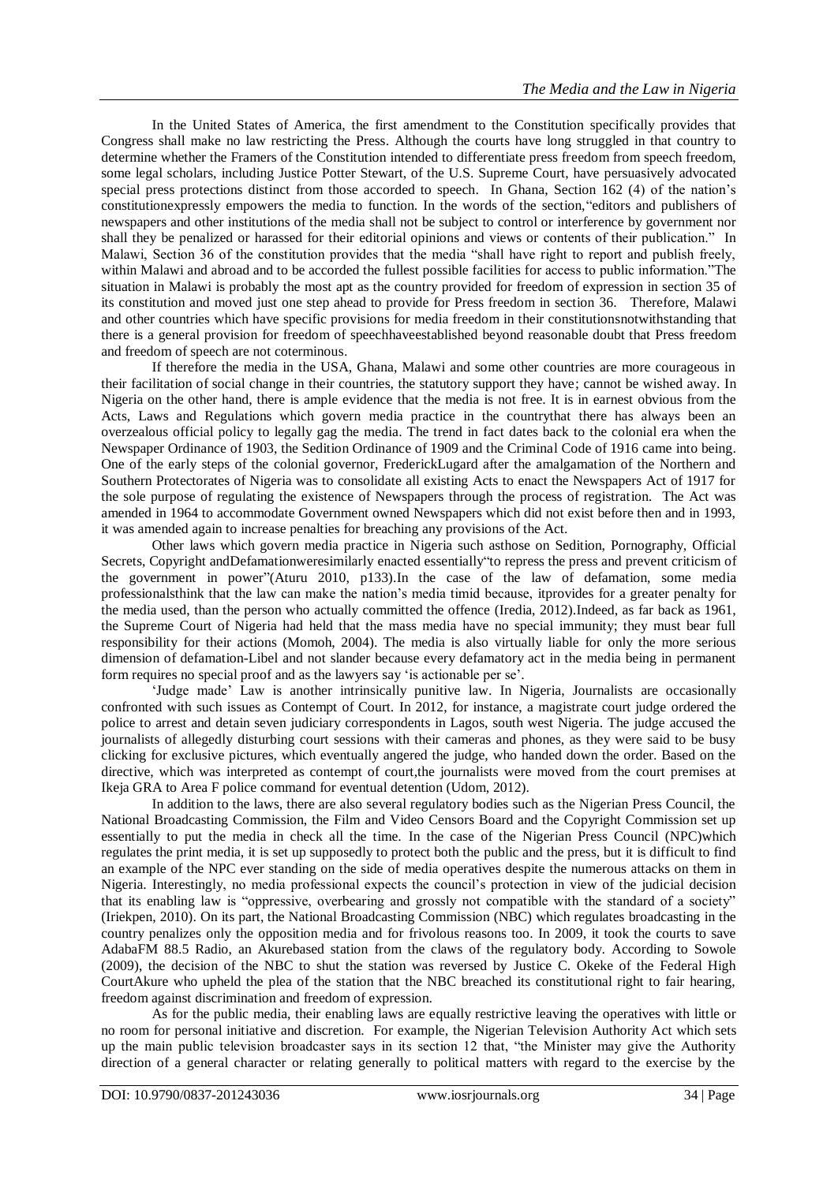In the United States of America, the first amendment to the Constitution specifically provides that Congress shall make no law restricting the Press. Although the courts have long struggled in that country to determine whether the Framers of the Constitution intended to differentiate press freedom from speech freedom, some legal scholars, including Justice Potter Stewart, of the U.S. Supreme Court, have persuasively advocated special press protections distinct from those accorded to speech. In Ghana, Section 162 (4) of the nation's constitutionexpressly empowers the media to function. In the words of the section,"editors and publishers of newspapers and other institutions of the media shall not be subject to control or interference by government nor shall they be penalized or harassed for their editorial opinions and views or contents of their publication." In Malawi, Section 36 of the constitution provides that the media "shall have right to report and publish freely, within Malawi and abroad and to be accorded the fullest possible facilities for access to public information."The situation in Malawi is probably the most apt as the country provided for freedom of expression in section 35 of its constitution and moved just one step ahead to provide for Press freedom in section 36. Therefore, Malawi and other countries which have specific provisions for media freedom in their constitutionsnotwithstanding that there is a general provision for freedom of speechhaveestablished beyond reasonable doubt that Press freedom and freedom of speech are not coterminous.

If therefore the media in the USA, Ghana, Malawi and some other countries are more courageous in their facilitation of social change in their countries, the statutory support they have; cannot be wished away. In Nigeria on the other hand, there is ample evidence that the media is not free. It is in earnest obvious from the Acts, Laws and Regulations which govern media practice in the countrythat there has always been an overzealous official policy to legally gag the media. The trend in fact dates back to the colonial era when the Newspaper Ordinance of 1903, the Sedition Ordinance of 1909 and the Criminal Code of 1916 came into being. One of the early steps of the colonial governor, FrederickLugard after the amalgamation of the Northern and Southern Protectorates of Nigeria was to consolidate all existing Acts to enact the Newspapers Act of 1917 for the sole purpose of regulating the existence of Newspapers through the process of registration. The Act was amended in 1964 to accommodate Government owned Newspapers which did not exist before then and in 1993, it was amended again to increase penalties for breaching any provisions of the Act.

Other laws which govern media practice in Nigeria such asthose on Sedition, Pornography, Official Secrets, Copyright andDefamationweresimilarly enacted essentially"to repress the press and prevent criticism of the government in power"(Aturu 2010, p133).In the case of the law of defamation, some media professionalsthink that the law can make the nation's media timid because, itprovides for a greater penalty for the media used, than the person who actually committed the offence (Iredia, 2012).Indeed, as far back as 1961, the Supreme Court of Nigeria had held that the mass media have no special immunity; they must bear full responsibility for their actions (Momoh, 2004). The media is also virtually liable for only the more serious dimension of defamation-Libel and not slander because every defamatory act in the media being in permanent form requires no special proof and as the lawyers say 'is actionable per se'.

'Judge made' Law is another intrinsically punitive law. In Nigeria, Journalists are occasionally confronted with such issues as Contempt of Court. In 2012, for instance, a magistrate court judge ordered the police to arrest and detain seven judiciary correspondents in Lagos, south west Nigeria. The judge accused the journalists of allegedly disturbing court sessions with their cameras and phones, as they were said to be busy clicking for exclusive pictures, which eventually angered the judge, who handed down the order. Based on the directive, which was interpreted as contempt of court,the journalists were moved from the court premises at Ikeja GRA to Area F police command for eventual detention (Udom, 2012).

In addition to the laws, there are also several regulatory bodies such as the Nigerian Press Council, the National Broadcasting Commission, the Film and Video Censors Board and the Copyright Commission set up essentially to put the media in check all the time. In the case of the Nigerian Press Council (NPC)which regulates the print media, it is set up supposedly to protect both the public and the press, but it is difficult to find an example of the NPC ever standing on the side of media operatives despite the numerous attacks on them in Nigeria. Interestingly, no media professional expects the council's protection in view of the judicial decision that its enabling law is "oppressive, overbearing and grossly not compatible with the standard of a society" (Iriekpen, 2010). On its part, the National Broadcasting Commission (NBC) which regulates broadcasting in the country penalizes only the opposition media and for frivolous reasons too. In 2009, it took the courts to save AdabaFM 88.5 Radio, an Akurebased station from the claws of the regulatory body. According to Sowole (2009), the decision of the NBC to shut the station was reversed by Justice C. Okeke of the Federal High CourtAkure who upheld the plea of the station that the NBC breached its constitutional right to fair hearing, freedom against discrimination and freedom of expression.

As for the public media, their enabling laws are equally restrictive leaving the operatives with little or no room for personal initiative and discretion. For example, the Nigerian Television Authority Act which sets up the main public television broadcaster says in its section 12 that, "the Minister may give the Authority direction of a general character or relating generally to political matters with regard to the exercise by the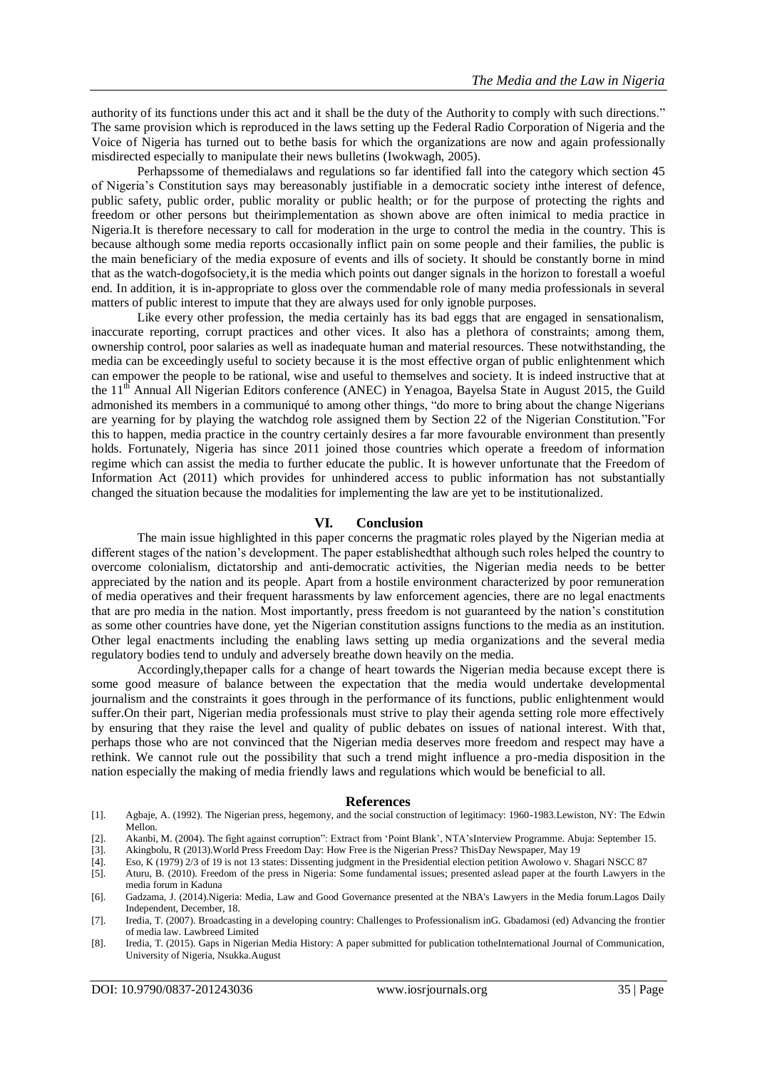authority of its functions under this act and it shall be the duty of the Authority to comply with such directions." The same provision which is reproduced in the laws setting up the Federal Radio Corporation of Nigeria and the Voice of Nigeria has turned out to bethe basis for which the organizations are now and again professionally misdirected especially to manipulate their news bulletins (Iwokwagh, 2005).

Perhapssome of themedialaws and regulations so far identified fall into the category which section 45 of Nigeria's Constitution says may bereasonably justifiable in a democratic society inthe interest of defence, public safety, public order, public morality or public health; or for the purpose of protecting the rights and freedom or other persons but theirimplementation as shown above are often inimical to media practice in Nigeria.It is therefore necessary to call for moderation in the urge to control the media in the country. This is because although some media reports occasionally inflict pain on some people and their families, the public is the main beneficiary of the media exposure of events and ills of society. It should be constantly borne in mind that as the watch-dogofsociety,it is the media which points out danger signals in the horizon to forestall a woeful end. In addition, it is in-appropriate to gloss over the commendable role of many media professionals in several matters of public interest to impute that they are always used for only ignoble purposes.

Like every other profession, the media certainly has its bad eggs that are engaged in sensationalism, inaccurate reporting, corrupt practices and other vices. It also has a plethora of constraints; among them, ownership control, poor salaries as well as inadequate human and material resources. These notwithstanding, the media can be exceedingly useful to society because it is the most effective organ of public enlightenment which can empower the people to be rational, wise and useful to themselves and society. It is indeed instructive that at the 11th Annual All Nigerian Editors conference (ANEC) in Yenagoa, Bayelsa State in August 2015, the Guild admonished its members in a communiqué to among other things, "do more to bring about the change Nigerians are yearning for by playing the watchdog role assigned them by Section 22 of the Nigerian Constitution."For this to happen, media practice in the country certainly desires a far more favourable environment than presently holds. Fortunately, Nigeria has since 2011 joined those countries which operate a freedom of information regime which can assist the media to further educate the public. It is however unfortunate that the Freedom of Information Act (2011) which provides for unhindered access to public information has not substantially changed the situation because the modalities for implementing the law are yet to be institutionalized.

## VI. Conclusion

The main issue highlighted in this paper concerns the pragmatic roles played by the Nigerian media at different stages of the nation's development. The paper establishedthat although such roles helped the country to overcome colonialism, dictatorship and anti-democratic activities, the Nigerian media needs to be better appreciated by the nation and its people. Apart from a hostile environment characterized by poor remuneration of media operatives and their frequent harassments by law enforcement agencies, there are no legal enactments that are pro media in the nation. Most importantly, press freedom is not guaranteed by the nation's constitution as some other countries have done, yet the Nigerian constitution assigns functions to the media as an institution. Other legal enactments including the enabling laws setting up media organizations and the several media regulatory bodies tend to unduly and adversely breathe down heavily on the media.

Accordingly,thepaper calls for a change of heart towards the Nigerian media because except there is some good measure of balance between the expectation that the media would undertake developmental journalism and the constraints it goes through in the performance of its functions, public enlightenment would suffer.On their part, Nigerian media professionals must strive to play their agenda setting role more effectively by ensuring that they raise the level and quality of public debates on issues of national interest. With that, perhaps those who are not convinced that the Nigerian media deserves more freedom and respect may have a rethink. We cannot rule out the possibility that such a trend might influence a pro-media disposition in the nation especially the making of media friendly laws and regulations which would be beneficial to all.

## References

[1]. Agbaje, A. (1992). The Nigerian press, hegemony, and the social construction of legitimacy: 1960-1983.Lewiston, NY: The Edwin Mellon.

[2]. Akanbi, M. (2004). The fight against corruption": Extract from 'Point Blank', NTA'sInterview Programme. Abuja: September 15.

[3]. Akingbolu, R (2013).World Press Freedom Day: How Free is the Nigerian Press? ThisDay Newspaper, May 19

[4]. Eso, K (1979) 2/3 of 19 is not 13 states: Dissenting judgment in the Presidential election petition Awolowo v. Shagari NSCC 87

[5]. Aturu, B. (2010). Freedom of the press in Nigeria: Some fundamental issues; presented aslead paper at the fourth Lawyers in the media forum in Kaduna

[6]. Gadzama, J. (2014).Nigeria: Media, Law and Good Governance presented at the NBA's Lawyers in the Media forum.Lagos Daily Independent, December, 18.

[7]. Iredia, T. (2007). Broadcasting in a developing country: Challenges to Professionalism inG. Gbadamosi (ed) Advancing the frontier of media law. Lawbreed Limited

[8]. Iredia, T. (2015). Gaps in Nigerian Media History: A paper submitted for publication totheInternational Journal of Communication, University of Nigeria, Nsukka.August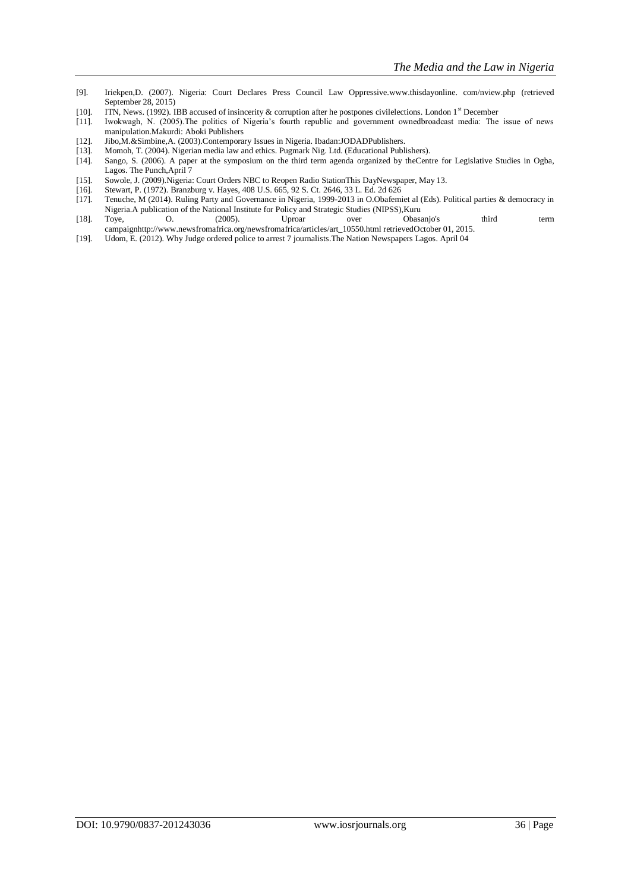[9]. Iriekpen,D. (2007). Nigeria: Court Declares Press Council Law Oppressive.www.thisdayonline. com/nview.php (retrieved September 28, 2015)

[10]. ITN, News. (1992). IBB accused of insincerity & corruption after he postpones civilelections. London 1st December

[11]. Iwokwagh, N. (2005).The politics of Nigeria's fourth republic and government ownedbroadcast media: The issue of news manipulation.Makurdi: Aboki Publishers

[12]. Jibo,M.&Simbine,A. (2003).Contemporary Issues in Nigeria. Ibadan:JODADPublishers.

[13]. Momoh, T. (2004). Nigerian media law and ethics. Pugmark Nig. Ltd. (Educational Publishers).

[14]. Sango, S. (2006). A paper at the symposium on the third term agenda organized by theCentre for Legislative Studies in Ogba, Lagos. The Punch,April 7

[15]. Sowole, J. (2009).Nigeria: Court Orders NBC to Reopen Radio StationThis DayNewspaper, May 13.

[16]. Stewart, P. (1972). Branzburg v. Hayes, 408 U.S. 665, 92 S. Ct. 2646, 33 L. Ed. 2d 626

[17]. Tenuche, M (2014). Ruling Party and Governance in Nigeria, 1999-2013 in O.Obafemiet al (Eds). Political parties & democracy in Nigeria.A publication of the National Institute for Policy and Strategic Studies (NIPSS),Kuru

[18]. Toye, O. (2005). Uproar over Obasanjo's third term campaignhttp://www.newsfromafrica.org/newsfromafrica/articles/art_10550.html retrievedOctober 01, 2015.

[19]. Udom, E. (2012). Why Judge ordered police to arrest 7 journalists.The Nation Newspapers Lagos. April 04